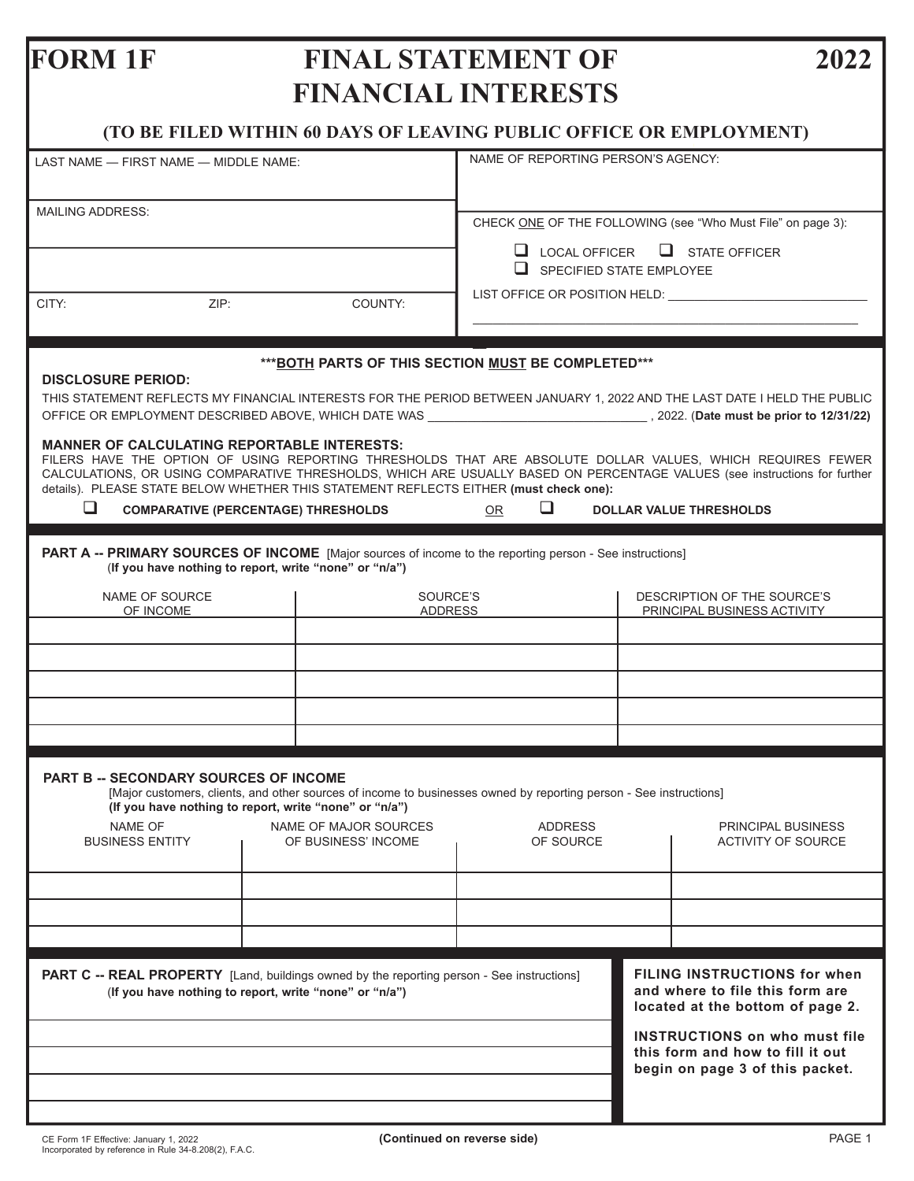# FORM 1F — FINAL STATEMENT OF FINANCIAL INTERESTS — 2022

## (TO BE FILED WITHIN 60 DAYS OF LEAVING PUBLIC OFFICE OR EMPLOYMENT)

| | |
|---|---|
| LAST NAME — FIRST NAME — MIDDLE NAME: | NAME OF REPORTING PERSON'S AGENCY: |
| MAILING ADDRESS: | CHECK ONE OF THE FOLLOWING (see "Who Must File" on page 3): ☐ LOCAL OFFICER ☐ STATE OFFICER ☐ SPECIFIED STATE EMPLOYEE |
| CITY: ZIP: COUNTY: | LIST OFFICE OR POSITION HELD: ______________________________ |

***BOTH PARTS OF THIS SECTION MUST BE COMPLETED***

**DISCLOSURE PERIOD:**

THIS STATEMENT REFLECTS MY FINANCIAL INTERESTS FOR THE PERIOD BETWEEN JANUARY 1, 2022 AND THE LAST DATE I HELD THE PUBLIC OFFICE OR EMPLOYMENT DESCRIBED ABOVE, WHICH DATE WAS ______________________________ , 2022. (**Date must be prior to 12/31/22**)

**MANNER OF CALCULATING REPORTABLE INTERESTS:**

FILERS HAVE THE OPTION OF USING REPORTING THRESHOLDS THAT ARE ABSOLUTE DOLLAR VALUES, WHICH REQUIRES FEWER CALCULATIONS, OR USING COMPARATIVE THRESHOLDS, WHICH ARE USUALLY BASED ON PERCENTAGE VALUES (see instructions for further details). PLEASE STATE BELOW WHETHER THIS STATEMENT REFLECTS EITHER **(must check one):**

☐ **COMPARATIVE (PERCENTAGE) THRESHOLDS** OR ☐ **DOLLAR VALUE THRESHOLDS**

**PART A -- PRIMARY SOURCES OF INCOME** [Major sources of income to the reporting person - See instructions]
(**If you have nothing to report, write "none" or "n/a"**)

| NAME OF SOURCE OF INCOME | SOURCE'S ADDRESS | DESCRIPTION OF THE SOURCE'S PRINCIPAL BUSINESS ACTIVITY |
|---|---|---|
| | | |
| | | |
| | | |
| | | |
| | | |

**PART B -- SECONDARY SOURCES OF INCOME**
[Major customers, clients, and other sources of income to businesses owned by reporting person - See instructions]
**(If you have nothing to report, write "none" or "n/a")**

| NAME OF BUSINESS ENTITY | NAME OF MAJOR SOURCES OF BUSINESS' INCOME | ADDRESS OF SOURCE | PRINCIPAL BUSINESS ACTIVITY OF SOURCE |
|---|---|---|---|
| | | | |
| | | | |
| | | | |

**PART C -- REAL PROPERTY** [Land, buildings owned by the reporting person - See instructions]
(**If you have nothing to report, write "none" or "n/a"**)

| |
|---|
| |
| |
| |
| |

**FILING INSTRUCTIONS for when and where to file this form are located at the bottom of page 2.**

**INSTRUCTIONS on who must file this form and how to fill it out begin on page 3 of this packet.**

CE Form 1F Effective: January 1, 2022
Incorporated by reference in Rule 34-8.208(2), F.A.C.

**(Continued on reverse side)**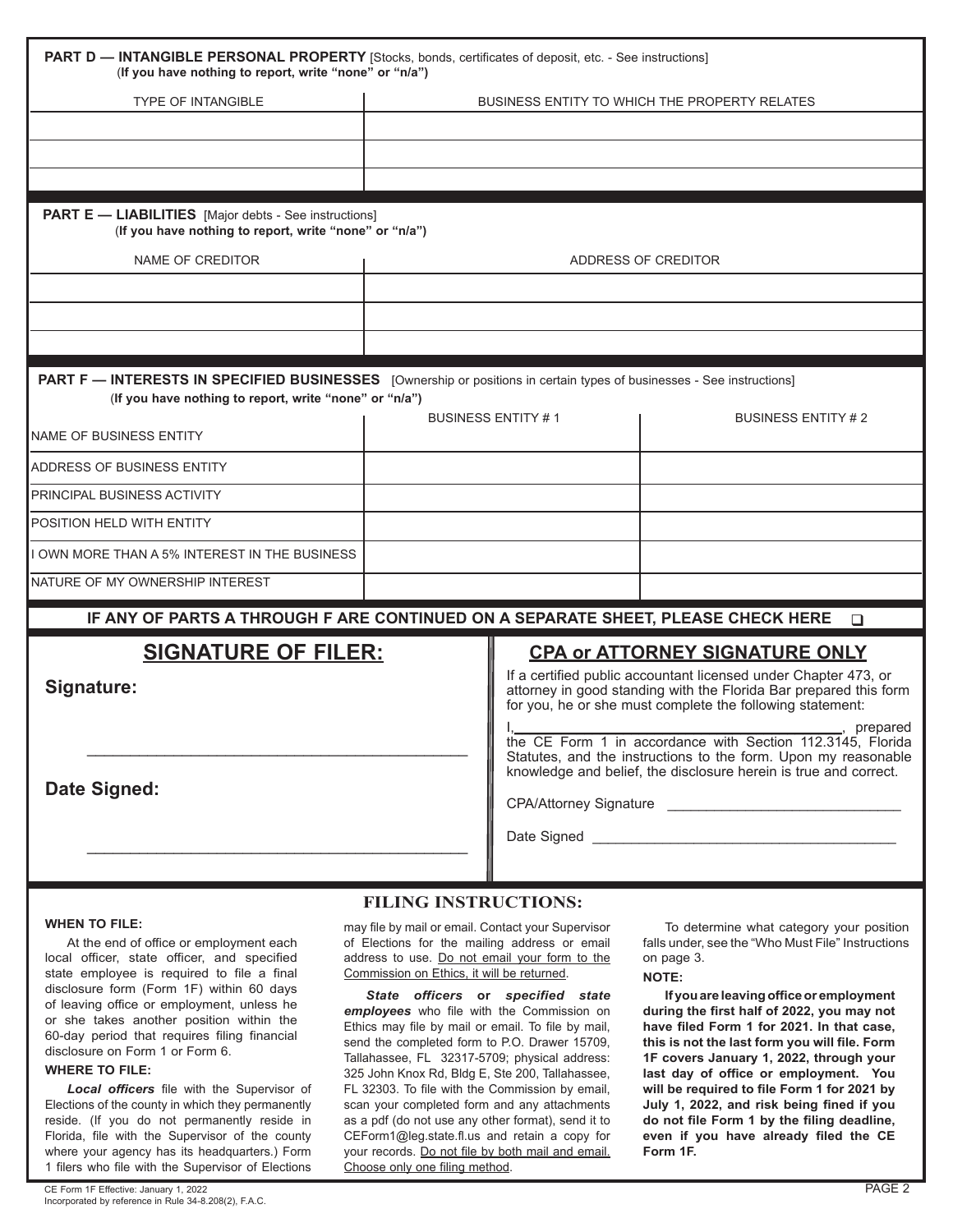**PART D — INTANGIBLE PERSONAL PROPERTY** [Stocks, bonds, certificates of deposit, etc. - See instructions]
(**If you have nothing to report, write "none" or "n/a"**)

| TYPE OF INTANGIBLE | BUSINESS ENTITY TO WHICH THE PROPERTY RELATES |
|---|---|
| | |
| | |
| | |

**PART E — LIABILITIES** [Major debts - See instructions]
(**If you have nothing to report, write "none" or "n/a"**)

| NAME OF CREDITOR | ADDRESS OF CREDITOR |
|---|---|
| | |
| | |
| | |

**PART F — INTERESTS IN SPECIFIED BUSINESSES** [Ownership or positions in certain types of businesses - See instructions]
(**If you have nothing to report, write "none" or "n/a"**)

| | BUSINESS ENTITY # 1 | BUSINESS ENTITY # 2 |
|---|---|---|
| NAME OF BUSINESS ENTITY | | |
| ADDRESS OF BUSINESS ENTITY | | |
| PRINCIPAL BUSINESS ACTIVITY | | |
| POSITION HELD WITH ENTITY | | |
| I OWN MORE THAN A 5% INTEREST IN THE BUSINESS | | |
| NATURE OF MY OWNERSHIP INTEREST | | |

**IF ANY OF PARTS A THROUGH F ARE CONTINUED ON A SEPARATE SHEET, PLEASE CHECK HERE** ☐

## SIGNATURE OF FILER:

**Signature:**

_______________________________________________

**Date Signed:**

_______________________________________________

## CPA or ATTORNEY SIGNATURE ONLY

If a certified public accountant licensed under Chapter 473, or attorney in good standing with the Florida Bar prepared this form for you, he or she must complete the following statement:

I, ________________________________________, prepared the CE Form 1 in accordance with Section 112.3145, Florida Statutes, and the instructions to the form. Upon my reasonable knowledge and belief, the disclosure herein is true and correct.

CPA/Attorney Signature ______________________________

Date Signed ______________________________________

## FILING INSTRUCTIONS:

**WHEN TO FILE:**

At the end of office or employment each local officer, state officer, and specified state employee is required to file a final disclosure form (Form 1F) within 60 days of leaving office or employment, unless he or she takes another position within the 60-day period that requires filing financial disclosure on Form 1 or Form 6.

**WHERE TO FILE:**

***Local officers*** file with the Supervisor of Elections of the county in which they permanently reside. (If you do not permanently reside in Florida, file with the Supervisor of the county where your agency has its headquarters.) Form 1 filers who file with the Supervisor of Elections may file by mail or email. Contact your Supervisor of Elections for the mailing address or email address to use. Do not email your form to the Commission on Ethics, it will be returned.

***State officers*** **or** ***specified state employees*** who file with the Commission on Ethics may file by mail or email. To file by mail, send the completed form to P.O. Drawer 15709, Tallahassee, FL 32317-5709; physical address: 325 John Knox Rd, Bldg E, Ste 200, Tallahassee, FL 32303. To file with the Commission by email, scan your completed form and any attachments as a pdf (do not use any other format), send it to CEForm1@leg.state.fl.us and retain a copy for your records. Do not file by both mail and email. Choose only one filing method.

To determine what category your position falls under, see the "Who Must File" Instructions on page 3.

**NOTE:**

**If you are leaving office or employment during the first half of 2022, you may not have filed Form 1 for 2021. In that case, this is not the last form you will file. Form 1F covers January 1, 2022, through your last day of office or employment. You will be required to file Form 1 for 2021 by July 1, 2022, and risk being fined if you do not file Form 1 by the filing deadline, even if you have already filed the CE Form 1F.**

CE Form 1F Effective: January 1, 2022
Incorporated by reference in Rule 34-8.208(2), F.A.C.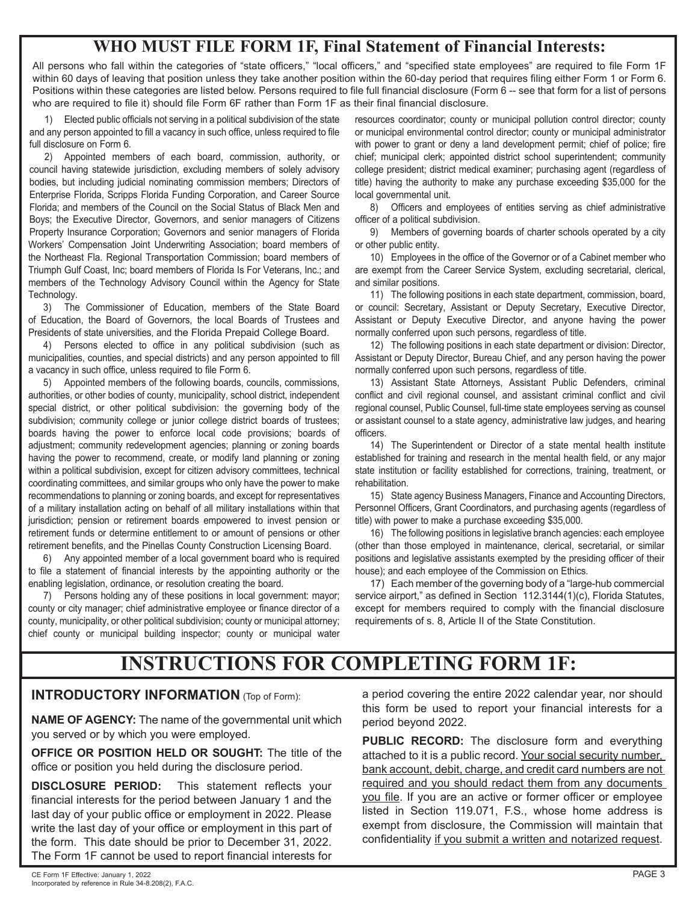## WHO MUST FILE FORM 1F, Final Statement of Financial Interests:

All persons who fall within the categories of "state officers," "local officers," and "specified state employees" are required to file Form 1F within 60 days of leaving that position unless they take another position within the 60-day period that requires filing either Form 1 or Form 6. Positions within these categories are listed below. Persons required to file full financial disclosure (Form 6 -- see that form for a list of persons who are required to file it) should file Form 6F rather than Form 1F as their final financial disclosure.

1) Elected public officials not serving in a political subdivision of the state and any person appointed to fill a vacancy in such office, unless required to file full disclosure on Form 6.

2) Appointed members of each board, commission, authority, or council having statewide jurisdiction, excluding members of solely advisory bodies, but including judicial nominating commission members; Directors of Enterprise Florida, Scripps Florida Funding Corporation, and Career Source Florida; and members of the Council on the Social Status of Black Men and Boys; the Executive Director, Governors, and senior managers of Citizens Property Insurance Corporation; Governors and senior managers of Florida Workers' Compensation Joint Underwriting Association; board members of the Northeast Fla. Regional Transportation Commission; board members of Triumph Gulf Coast, Inc; board members of Florida Is For Veterans, Inc.; and members of the Technology Advisory Council within the Agency for State Technology.

3) The Commissioner of Education, members of the State Board of Education, the Board of Governors, the local Boards of Trustees and Presidents of state universities, and the Florida Prepaid College Board.

4) Persons elected to office in any political subdivision (such as municipalities, counties, and special districts) and any person appointed to fill a vacancy in such office, unless required to file Form 6.

5) Appointed members of the following boards, councils, commissions, authorities, or other bodies of county, municipality, school district, independent special district, or other political subdivision: the governing body of the subdivision; community college or junior college district boards of trustees; boards having the power to enforce local code provisions; boards of adjustment; community redevelopment agencies; planning or zoning boards having the power to recommend, create, or modify land planning or zoning within a political subdivision, except for citizen advisory committees, technical coordinating committees, and similar groups who only have the power to make recommendations to planning or zoning boards, and except for representatives of a military installation acting on behalf of all military installations within that jurisdiction; pension or retirement boards empowered to invest pension or retirement funds or determine entitlement to or amount of pensions or other retirement benefits, and the Pinellas County Construction Licensing Board.

6) Any appointed member of a local government board who is required to file a statement of financial interests by the appointing authority or the enabling legislation, ordinance, or resolution creating the board.

7) Persons holding any of these positions in local government: mayor; county or city manager; chief administrative employee or finance director of a county, municipality, or other political subdivision; county or municipal attorney; chief county or municipal building inspector; county or municipal water resources coordinator; county or municipal pollution control director; county or municipal environmental control director; county or municipal administrator with power to grant or deny a land development permit; chief of police; fire chief; municipal clerk; appointed district school superintendent; community college president; district medical examiner; purchasing agent (regardless of title) having the authority to make any purchase exceeding $35,000 for the local governmental unit.

8) Officers and employees of entities serving as chief administrative officer of a political subdivision.

9) Members of governing boards of charter schools operated by a city or other public entity.

10) Employees in the office of the Governor or of a Cabinet member who are exempt from the Career Service System, excluding secretarial, clerical, and similar positions.

11) The following positions in each state department, commission, board, or council: Secretary, Assistant or Deputy Secretary, Executive Director, Assistant or Deputy Executive Director, and anyone having the power normally conferred upon such persons, regardless of title.

12) The following positions in each state department or division: Director, Assistant or Deputy Director, Bureau Chief, and any person having the power normally conferred upon such persons, regardless of title.

13) Assistant State Attorneys, Assistant Public Defenders, criminal conflict and civil regional counsel, and assistant criminal conflict and civil regional counsel, Public Counsel, full-time state employees serving as counsel or assistant counsel to a state agency, administrative law judges, and hearing officers.

14) The Superintendent or Director of a state mental health institute established for training and research in the mental health field, or any major state institution or facility established for corrections, training, treatment, or rehabilitation.

15) State agency Business Managers, Finance and Accounting Directors, Personnel Officers, Grant Coordinators, and purchasing agents (regardless of title) with power to make a purchase exceeding $35,000.

16) The following positions in legislative branch agencies: each employee (other than those employed in maintenance, clerical, secretarial, or similar positions and legislative assistants exempted by the presiding officer of their house); and each employee of the Commission on Ethics.

17) Each member of the governing body of a "large-hub commercial service airport," as defined in Section 112.3144(1)(c), Florida Statutes, except for members required to comply with the financial disclosure requirements of s. 8, Article II of the State Constitution.

# INSTRUCTIONS FOR COMPLETING FORM 1F:

### INTRODUCTORY INFORMATION (Top of Form):

**NAME OF AGENCY:** The name of the governmental unit which you served or by which you were employed.

**OFFICE OR POSITION HELD OR SOUGHT:** The title of the office or position you held during the disclosure period.

**DISCLOSURE PERIOD:** This statement reflects your financial interests for the period between January 1 and the last day of your public office or employment in 2022. Please write the last day of your office or employment in this part of the form. This date should be prior to December 31, 2022. The Form 1F cannot be used to report financial interests for a period covering the entire 2022 calendar year, nor should this form be used to report your financial interests for a period beyond 2022.

**PUBLIC RECORD:** The disclosure form and everything attached to it is a public record. Your social security number, bank account, debit, charge, and credit card numbers are not required and you should redact them from any documents you file. If you are an active or former officer or employee listed in Section 119.071, F.S., whose home address is exempt from disclosure, the Commission will maintain that confidentiality if you submit a written and notarized request.

CE Form 1F Effective: January 1, 2022
Incorporated by reference in Rule 34-8.208(2), F.A.C.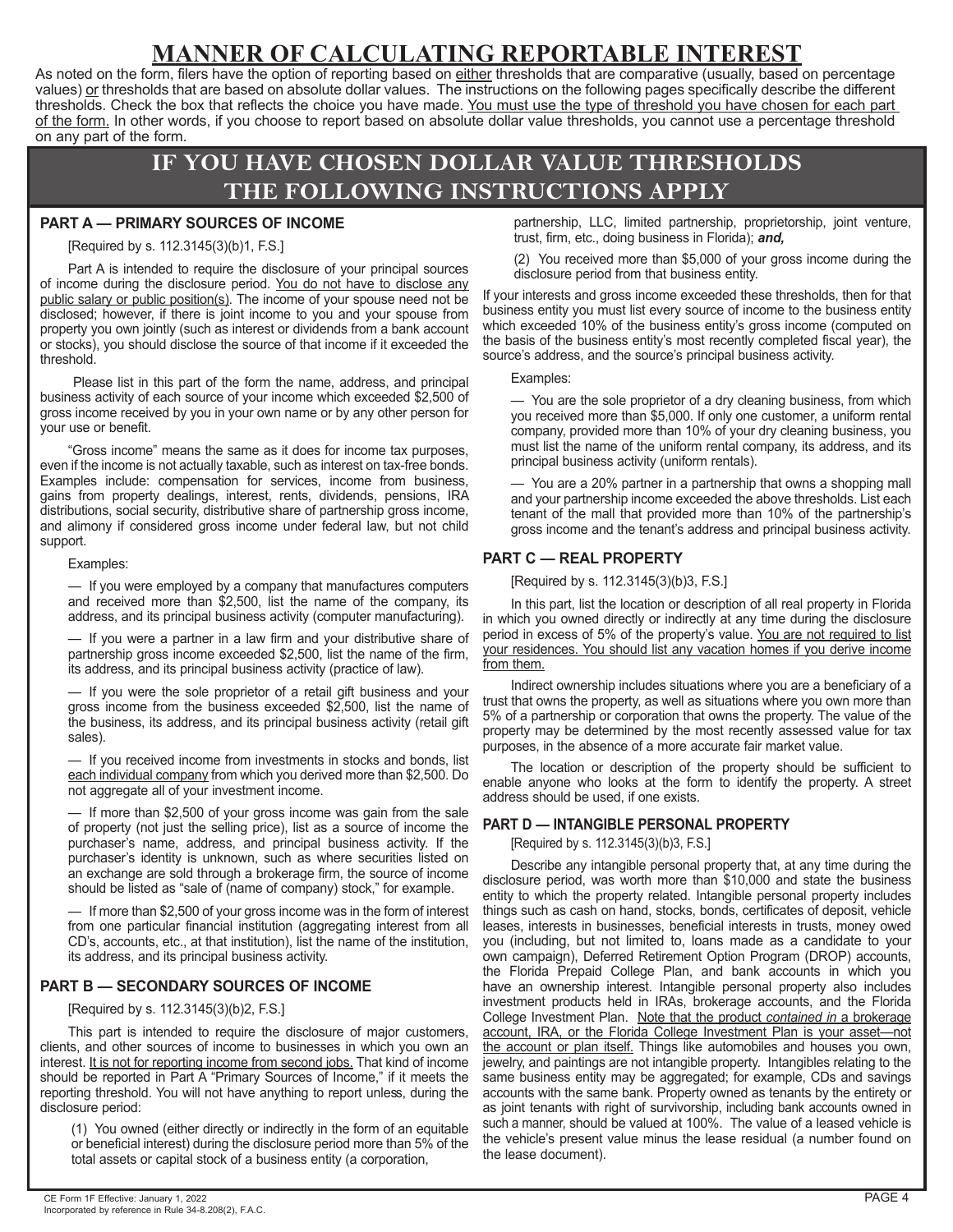# MANNER OF CALCULATING REPORTABLE INTEREST

As noted on the form, filers have the option of reporting based on either thresholds that are comparative (usually, based on percentage values) or thresholds that are based on absolute dollar values. The instructions on the following pages specifically describe the different thresholds. Check the box that reflects the choice you have made. You must use the type of threshold you have chosen for each part of the form. In other words, if you choose to report based on absolute dollar value thresholds, you cannot use a percentage threshold on any part of the form.

## IF YOU HAVE CHOSEN DOLLAR VALUE THRESHOLDS THE FOLLOWING INSTRUCTIONS APPLY

### PART A — PRIMARY SOURCES OF INCOME

[Required by s. 112.3145(3)(b)1, F.S.]

Part A is intended to require the disclosure of your principal sources of income during the disclosure period. You do not have to disclose any public salary or public position(s). The income of your spouse need not be disclosed; however, if there is joint income to you and your spouse from property you own jointly (such as interest or dividends from a bank account or stocks), you should disclose the source of that income if it exceeded the threshold.

Please list in this part of the form the name, address, and principal business activity of each source of your income which exceeded $2,500 of gross income received by you in your own name or by any other person for your use or benefit.

"Gross income" means the same as it does for income tax purposes, even if the income is not actually taxable, such as interest on tax-free bonds. Examples include: compensation for services, income from business, gains from property dealings, interest, rents, dividends, pensions, IRA distributions, social security, distributive share of partnership gross income, and alimony if considered gross income under federal law, but not child support.

Examples:

— If you were employed by a company that manufactures computers and received more than $2,500, list the name of the company, its address, and its principal business activity (computer manufacturing).

— If you were a partner in a law firm and your distributive share of partnership gross income exceeded $2,500, list the name of the firm, its address, and its principal business activity (practice of law).

— If you were the sole proprietor of a retail gift business and your gross income from the business exceeded $2,500, list the name of the business, its address, and its principal business activity (retail gift sales).

— If you received income from investments in stocks and bonds, list each individual company from which you derived more than $2,500. Do not aggregate all of your investment income.

— If more than $2,500 of your gross income was gain from the sale of property (not just the selling price), list as a source of income the purchaser's name, address, and principal business activity. If the purchaser's identity is unknown, such as where securities listed on an exchange are sold through a brokerage firm, the source of income should be listed as "sale of (name of company) stock," for example.

— If more than $2,500 of your gross income was in the form of interest from one particular financial institution (aggregating interest from all CD's, accounts, etc., at that institution), list the name of the institution, its address, and its principal business activity.

### PART B — SECONDARY SOURCES OF INCOME

[Required by s. 112.3145(3)(b)2, F.S.]

This part is intended to require the disclosure of major customers, clients, and other sources of income to businesses in which you own an interest. It is not for reporting income from second jobs. That kind of income should be reported in Part A "Primary Sources of Income," if it meets the reporting threshold. You will not have anything to report unless, during the disclosure period:

(1) You owned (either directly or indirectly in the form of an equitable or beneficial interest) during the disclosure period more than 5% of the total assets or capital stock of a business entity (a corporation, partnership, LLC, limited partnership, proprietorship, joint venture, trust, firm, etc., doing business in Florida); ***and,***

(2) You received more than $5,000 of your gross income during the disclosure period from that business entity.

If your interests and gross income exceeded these thresholds, then for that business entity you must list every source of income to the business entity which exceeded 10% of the business entity's gross income (computed on the basis of the business entity's most recently completed fiscal year), the source's address, and the source's principal business activity.

Examples:

— You are the sole proprietor of a dry cleaning business, from which you received more than $5,000. If only one customer, a uniform rental company, provided more than 10% of your dry cleaning business, you must list the name of the uniform rental company, its address, and its principal business activity (uniform rentals).

— You are a 20% partner in a partnership that owns a shopping mall and your partnership income exceeded the above thresholds. List each tenant of the mall that provided more than 10% of the partnership's gross income and the tenant's address and principal business activity.

### PART C — REAL PROPERTY

[Required by s. 112.3145(3)(b)3, F.S.]

In this part, list the location or description of all real property in Florida in which you owned directly or indirectly at any time during the disclosure period in excess of 5% of the property's value. You are not required to list your residences. You should list any vacation homes if you derive income from them.

Indirect ownership includes situations where you are a beneficiary of a trust that owns the property, as well as situations where you own more than 5% of a partnership or corporation that owns the property. The value of the property may be determined by the most recently assessed value for tax purposes, in the absence of a more accurate fair market value.

The location or description of the property should be sufficient to enable anyone who looks at the form to identify the property. A street address should be used, if one exists.

### PART D — INTANGIBLE PERSONAL PROPERTY

[Required by s. 112.3145(3)(b)3, F.S.]

Describe any intangible personal property that, at any time during the disclosure period, was worth more than $10,000 and state the business entity to which the property related. Intangible personal property includes things such as cash on hand, stocks, bonds, certificates of deposit, vehicle leases, interests in businesses, beneficial interests in trusts, money owed you (including, but not limited to, loans made as a candidate to your own campaign), Deferred Retirement Option Program (DROP) accounts, the Florida Prepaid College Plan, and bank accounts in which you have an ownership interest. Intangible personal property also includes investment products held in IRAs, brokerage accounts, and the Florida College Investment Plan. Note that the product *contained in* a brokerage account, IRA, or the Florida College Investment Plan is your asset—not the account or plan itself. Things like automobiles and houses you own, jewelry, and paintings are not intangible property. Intangibles relating to the same business entity may be aggregated; for example, CDs and savings accounts with the same bank. Property owned as tenants by the entirety or as joint tenants with right of survivorship, including bank accounts owned in such a manner, should be valued at 100%. The value of a leased vehicle is the vehicle's present value minus the lease residual (a number found on the lease document).

CE Form 1F Effective: January 1, 2022
Incorporated by reference in Rule 34-8.208(2), F.A.C.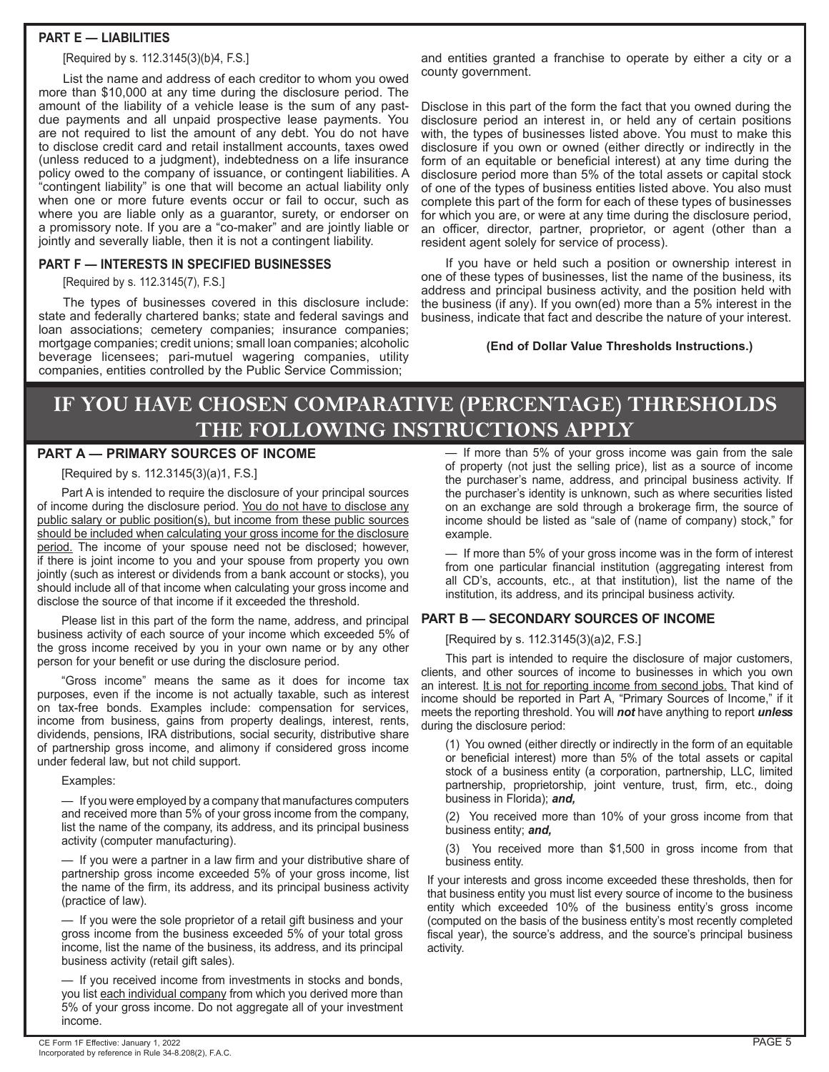### PART E — LIABILITIES

[Required by s. 112.3145(3)(b)4, F.S.]

List the name and address of each creditor to whom you owed more than $10,000 at any time during the disclosure period. The amount of the liability of a vehicle lease is the sum of any past-due payments and all unpaid prospective lease payments. You are not required to list the amount of any debt. You do not have to disclose credit card and retail installment accounts, taxes owed (unless reduced to a judgment), indebtedness on a life insurance policy owed to the company of issuance, or contingent liabilities. A "contingent liability" is one that will become an actual liability only when one or more future events occur or fail to occur, such as where you are liable only as a guarantor, surety, or endorser on a promissory note. If you are a "co-maker" and are jointly liable or jointly and severally liable, then it is not a contingent liability.

### PART F — INTERESTS IN SPECIFIED BUSINESSES

[Required by s. 112.3145(7), F.S.]

The types of businesses covered in this disclosure include: state and federally chartered banks; state and federal savings and loan associations; cemetery companies; insurance companies; mortgage companies; credit unions; small loan companies; alcoholic beverage licensees; pari-mutuel wagering companies, utility companies, entities controlled by the Public Service Commission; and entities granted a franchise to operate by either a city or a county government.

Disclose in this part of the form the fact that you owned during the disclosure period an interest in, or held any of certain positions with, the types of businesses listed above. You must to make this disclosure if you own or owned (either directly or indirectly in the form of an equitable or beneficial interest) at any time during the disclosure period more than 5% of the total assets or capital stock of one of the types of business entities listed above. You also must complete this part of the form for each of these types of businesses for which you are, or were at any time during the disclosure period, an officer, director, partner, proprietor, or agent (other than a resident agent solely for service of process).

If you have or held such a position or ownership interest in one of these types of businesses, list the name of the business, its address and principal business activity, and the position held with the business (if any). If you own(ed) more than a 5% interest in the business, indicate that fact and describe the nature of your interest.

**(End of Dollar Value Thresholds Instructions.)**

## IF YOU HAVE CHOSEN COMPARATIVE (PERCENTAGE) THRESHOLDS THE FOLLOWING INSTRUCTIONS APPLY

### PART A — PRIMARY SOURCES OF INCOME

[Required by s. 112.3145(3)(a)1, F.S.]

Part A is intended to require the disclosure of your principal sources of income during the disclosure period. <u>You do not have to disclose any public salary or public position(s), but income from these public sources should be included when calculating your gross income for the disclosure period.</u> The income of your spouse need not be disclosed; however, if there is joint income to you and your spouse from property you own jointly (such as interest or dividends from a bank account or stocks), you should include all of that income when calculating your gross income and disclose the source of that income if it exceeded the threshold.

Please list in this part of the form the name, address, and principal business activity of each source of your income which exceeded 5% of the gross income received by you in your own name or by any other person for your benefit or use during the disclosure period.

"Gross income" means the same as it does for income tax purposes, even if the income is not actually taxable, such as interest on tax-free bonds. Examples include: compensation for services, income from business, gains from property dealings, interest, rents, dividends, pensions, IRA distributions, social security, distributive share of partnership gross income, and alimony if considered gross income under federal law, but not child support.

Examples:

— If you were employed by a company that manufactures computers and received more than 5% of your gross income from the company, list the name of the company, its address, and its principal business activity (computer manufacturing).

— If you were a partner in a law firm and your distributive share of partnership gross income exceeded 5% of your gross income, list the name of the firm, its address, and its principal business activity (practice of law).

— If you were the sole proprietor of a retail gift business and your gross income from the business exceeded 5% of your total gross income, list the name of the business, its address, and its principal business activity (retail gift sales).

— If you received income from investments in stocks and bonds, you list <u>each individual company</u> from which you derived more than 5% of your gross income. Do not aggregate all of your investment income.

— If more than 5% of your gross income was gain from the sale of property (not just the selling price), list as a source of income the purchaser's name, address, and principal business activity. If the purchaser's identity is unknown, such as where securities listed on an exchange are sold through a brokerage firm, the source of income should be listed as "sale of (name of company) stock," for example.

— If more than 5% of your gross income was in the form of interest from one particular financial institution (aggregating interest from all CD's, accounts, etc., at that institution), list the name of the institution, its address, and its principal business activity.

### PART B — SECONDARY SOURCES OF INCOME

[Required by s. 112.3145(3)(a)2, F.S.]

This part is intended to require the disclosure of major customers, clients, and other sources of income to businesses in which you own an interest. <u>It is not for reporting income from second jobs.</u> That kind of income should be reported in Part A, "Primary Sources of Income," if it meets the reporting threshold. You will ***not*** have anything to report ***unless*** during the disclosure period:

(1) You owned (either directly or indirectly in the form of an equitable or beneficial interest) more than 5% of the total assets or capital stock of a business entity (a corporation, partnership, LLC, limited partnership, proprietorship, joint venture, trust, firm, etc., doing business in Florida); ***and,***

(2) You received more than 10% of your gross income from that business entity; ***and,***

(3) You received more than $1,500 in gross income from that business entity.

If your interests and gross income exceeded these thresholds, then for that business entity you must list every source of income to the business entity which exceeded 10% of the business entity's gross income (computed on the basis of the business entity's most recently completed fiscal year), the source's address, and the source's principal business activity.

CE Form 1F Effective: January 1, 2022
Incorporated by reference in Rule 34-8.208(2), F.A.C.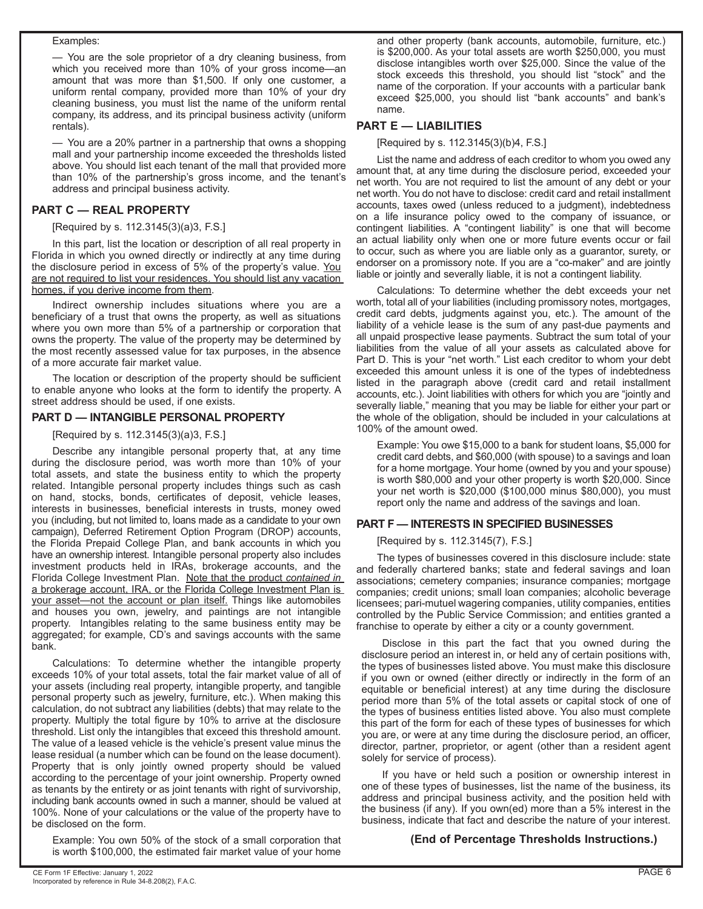Examples:

— You are the sole proprietor of a dry cleaning business, from which you received more than 10% of your gross income—an amount that was more than $1,500. If only one customer, a uniform rental company, provided more than 10% of your dry cleaning business, you must list the name of the uniform rental company, its address, and its principal business activity (uniform rentals).

— You are a 20% partner in a partnership that owns a shopping mall and your partnership income exceeded the thresholds listed above. You should list each tenant of the mall that provided more than 10% of the partnership's gross income, and the tenant's address and principal business activity.

## PART C — REAL PROPERTY

[Required by s. 112.3145(3)(a)3, F.S.]

In this part, list the location or description of all real property in Florida in which you owned directly or indirectly at any time during the disclosure period in excess of 5% of the property's value. <u>You are not required to list your residences. You should list any vacation homes, if you derive income from them</u>.

Indirect ownership includes situations where you are a beneficiary of a trust that owns the property, as well as situations where you own more than 5% of a partnership or corporation that owns the property. The value of the property may be determined by the most recently assessed value for tax purposes, in the absence of a more accurate fair market value.

The location or description of the property should be sufficient to enable anyone who looks at the form to identify the property. A street address should be used, if one exists.

## PART D — INTANGIBLE PERSONAL PROPERTY

[Required by s. 112.3145(3)(a)3, F.S.]

Describe any intangible personal property that, at any time during the disclosure period, was worth more than 10% of your total assets, and state the business entity to which the property related. Intangible personal property includes things such as cash on hand, stocks, bonds, certificates of deposit, vehicle leases, interests in businesses, beneficial interests in trusts, money owed you (including, but not limited to, loans made as a candidate to your own campaign), Deferred Retirement Option Program (DROP) accounts, the Florida Prepaid College Plan, and bank accounts in which you have an ownership interest. Intangible personal property also includes investment products held in IRAs, brokerage accounts, and the Florida College Investment Plan. <u>Note that the product *contained in* a brokerage account, IRA, or the Florida College Investment Plan is your asset—not the account or plan itself.</u> Things like automobiles and houses you own, jewelry, and paintings are not intangible property. Intangibles relating to the same business entity may be aggregated; for example, CD's and savings accounts with the same bank.

Calculations: To determine whether the intangible property exceeds 10% of your total assets, total the fair market value of all of your assets (including real property, intangible property, and tangible personal property such as jewelry, furniture, etc.). When making this calculation, do not subtract any liabilities (debts) that may relate to the property. Multiply the total figure by 10% to arrive at the disclosure threshold. List only the intangibles that exceed this threshold amount. The value of a leased vehicle is the vehicle's present value minus the lease residual (a number which can be found on the lease document). Property that is only jointly owned property should be valued according to the percentage of your joint ownership. Property owned as tenants by the entirety or as joint tenants with right of survivorship, including bank accounts owned in such a manner, should be valued at 100%. None of your calculations or the value of the property have to be disclosed on the form.

Example: You own 50% of the stock of a small corporation that is worth $100,000, the estimated fair market value of your home and other property (bank accounts, automobile, furniture, etc.) is $200,000. As your total assets are worth $250,000, you must disclose intangibles worth over $25,000. Since the value of the stock exceeds this threshold, you should list "stock" and the name of the corporation. If your accounts with a particular bank exceed $25,000, you should list "bank accounts" and bank's name.

## PART E — LIABILITIES

[Required by s. 112.3145(3)(b)4, F.S.]

List the name and address of each creditor to whom you owed any amount that, at any time during the disclosure period, exceeded your net worth. You are not required to list the amount of any debt or your net worth. You do not have to disclose: credit card and retail installment accounts, taxes owed (unless reduced to a judgment), indebtedness on a life insurance policy owed to the company of issuance, or contingent liabilities. A "contingent liability" is one that will become an actual liability only when one or more future events occur or fail to occur, such as where you are liable only as a guarantor, surety, or endorser on a promissory note. If you are a "co-maker" and are jointly liable or jointly and severally liable, it is not a contingent liability.

Calculations: To determine whether the debt exceeds your net worth, total all of your liabilities (including promissory notes, mortgages, credit card debts, judgments against you, etc.). The amount of the liability of a vehicle lease is the sum of any past-due payments and all unpaid prospective lease payments. Subtract the sum total of your liabilities from the value of all your assets as calculated above for Part D. This is your "net worth." List each creditor to whom your debt exceeded this amount unless it is one of the types of indebtedness listed in the paragraph above (credit card and retail installment accounts, etc.). Joint liabilities with others for which you are "jointly and severally liable," meaning that you may be liable for either your part or the whole of the obligation, should be included in your calculations at 100% of the amount owed.

Example: You owe $15,000 to a bank for student loans, $5,000 for credit card debts, and $60,000 (with spouse) to a savings and loan for a home mortgage. Your home (owned by you and your spouse) is worth $80,000 and your other property is worth $20,000. Since your net worth is $20,000 ($100,000 minus $80,000), you must report only the name and address of the savings and loan.

## PART F — INTERESTS IN SPECIFIED BUSINESSES

[Required by s. 112.3145(7), F.S.]

The types of businesses covered in this disclosure include: state and federally chartered banks; state and federal savings and loan associations; cemetery companies; insurance companies; mortgage companies; credit unions; small loan companies; alcoholic beverage licensees; pari-mutuel wagering companies, utility companies, entities controlled by the Public Service Commission; and entities granted a franchise to operate by either a city or a county government.

Disclose in this part the fact that you owned during the disclosure period an interest in, or held any of certain positions with, the types of businesses listed above. You must make this disclosure if you own or owned (either directly or indirectly in the form of an equitable or beneficial interest) at any time during the disclosure period more than 5% of the total assets or capital stock of one of the types of business entities listed above. You also must complete this part of the form for each of these types of businesses for which you are, or were at any time during the disclosure period, an officer, director, partner, proprietor, or agent (other than a resident agent solely for service of process).

If you have or held such a position or ownership interest in one of these types of businesses, list the name of the business, its address and principal business activity, and the position held with the business (if any). If you own(ed) more than a 5% interest in the business, indicate that fact and describe the nature of your interest.

**(End of Percentage Thresholds Instructions.)**

CE Form 1F Effective: January 1, 2022
Incorporated by reference in Rule 34-8.208(2), F.A.C.